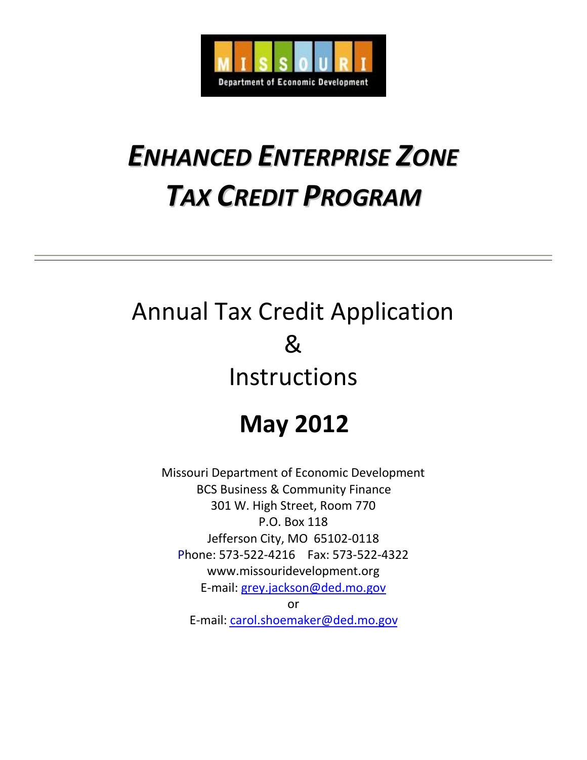# *ENHANCED ENTERPRISE ZONE TAX CREDIT PROGRAM*

---

## Annual Tax Credit Application & Instructions

## **May 2012**

Missouri Department of Economic Development
BCS Business & Community Finance
301 W. High Street, Room 770
P.O. Box 118
Jefferson City, MO 65102-0118
Phone: 573-522-4216 Fax: 573-522-4322
www.missouridevelopment.org
E-mail: grey.jackson@ded.mo.gov
or
E-mail: carol.shoemaker@ded.mo.gov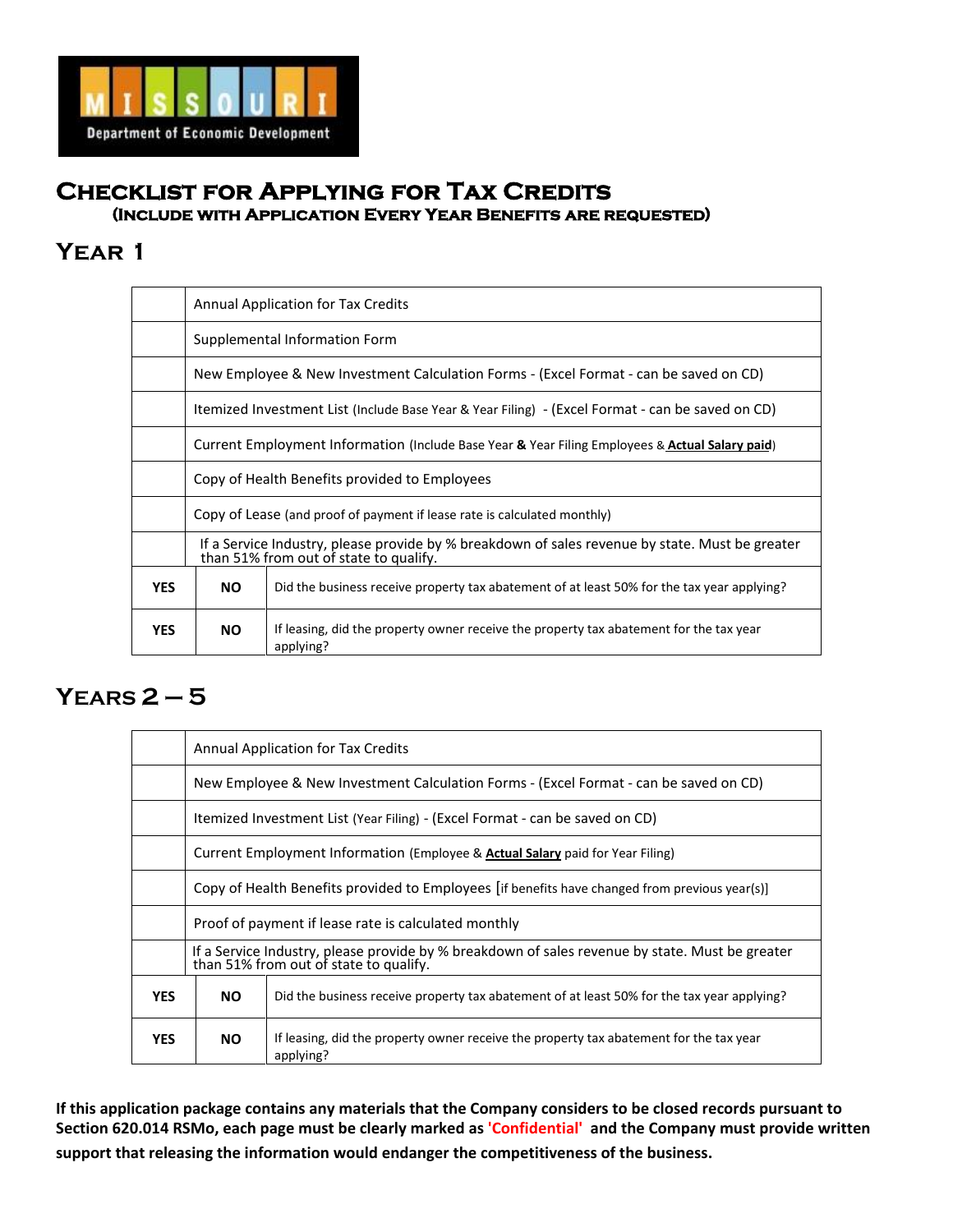MISSOURI Department of Economic Development

# Checklist for Applying for Tax Credits

### (Include with Application Every Year Benefits are Requested)

## Year 1

| | | |
|---|---|---|
| | Annual Application for Tax Credits | |
| | Supplemental Information Form | |
| | New Employee & New Investment Calculation Forms - (Excel Format - can be saved on CD) | |
| | Itemized Investment List (Include Base Year & Year Filing) - (Excel Format - can be saved on CD) | |
| | Current Employment Information (Include Base Year **&** Year Filing Employees & **Actual Salary paid**) | |
| | Copy of Health Benefits provided to Employees | |
| | Copy of Lease (and proof of payment if lease rate is calculated monthly) | |
| | If a Service Industry, please provide by % breakdown of sales revenue by state. Must be greater than 51% from out of state to qualify. | |
| **YES** | **NO** | Did the business receive property tax abatement of at least 50% for the tax year applying? |
| **YES** | **NO** | If leasing, did the property owner receive the property tax abatement for the tax year applying? |

## Years 2 – 5

| | | |
|---|---|---|
| | Annual Application for Tax Credits | |
| | New Employee & New Investment Calculation Forms - (Excel Format - can be saved on CD) | |
| | Itemized Investment List (Year Filing) - (Excel Format - can be saved on CD) | |
| | Current Employment Information (Employee & **Actual Salary** paid for Year Filing) | |
| | Copy of Health Benefits provided to Employees [if benefits have changed from previous year(s)] | |
| | Proof of payment if lease rate is calculated monthly | |
| | If a Service Industry, please provide by % breakdown of sales revenue by state. Must be greater than 51% from out of state to qualify. | |
| **YES** | **NO** | Did the business receive property tax abatement of at least 50% for the tax year applying? |
| **YES** | **NO** | If leasing, did the property owner receive the property tax abatement for the tax year applying? |

**If this application package contains any materials that the Company considers to be closed records pursuant to Section 620.014 RSMo, each page must be clearly marked as 'Confidential' and the Company must provide written support that releasing the information would endanger the competitiveness of the business.**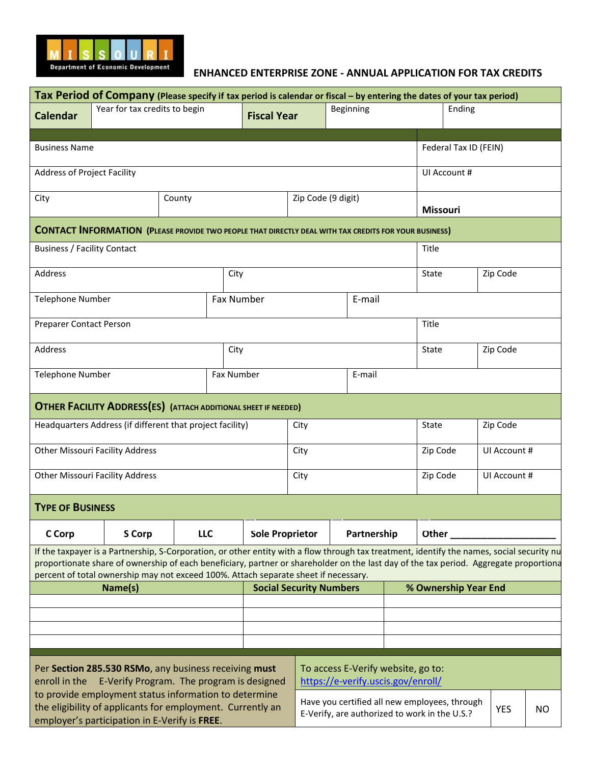MISSOURI Department of Economic Development

# ENHANCED ENTERPRISE ZONE - ANNUAL APPLICATION FOR TAX CREDITS

**Tax Period of Company** **(Please specify if tax period is calendar or fiscal – by entering the dates of your tax period)**

| **Calendar** | Year for tax credits to begin | **Fiscal Year** | Beginning | Ending |
|---|---|---|---|---|

| Business Name | | | Federal Tax ID (FEIN) |
|---|---|---|---|
| Address of Project Facility | | | UI Account # |
| City | County | Zip Code (9 digit) | **Missouri** |

**CONTACT INFORMATION** **(PLEASE PROVIDE TWO PEOPLE THAT DIRECTLY DEAL WITH TAX CREDITS FOR YOUR BUSINESS)**

| Business / Facility Contact | | | Title | |
|---|---|---|---|---|
| Address | City | | State | Zip Code |
| Telephone Number | Fax Number | E-mail | | |
| Preparer Contact Person | | | Title | |
| Address | City | | State | Zip Code |
| Telephone Number | Fax Number | E-mail | | |

**OTHER FACILITY ADDRESS(ES)** **(ATTACH ADDITIONAL SHEET IF NEEDED)**

| Headquarters Address (if different that project facility) | City | State | Zip Code |
|---|---|---|---|
| Other Missouri Facility Address | City | Zip Code | UI Account # |
| Other Missouri Facility Address | City | Zip Code | UI Account # |

**TYPE OF BUSINESS**

| **C Corp** | **S Corp** | **LLC** | **Sole Proprietor** | **Partnership** | **Other \_\_\_\_\_\_\_\_\_\_\_\_\_\_\_\_\_\_\_\_** |
|---|---|---|---|---|---|

If the taxpayer is a Partnership, S-Corporation, or other entity with a flow through tax treatment, identify the names, social security nu proportionate share of ownership of each beneficiary, partner or shareholder on the last day of the tax period. Aggregate proportiona percent of total ownership may not exceed 100%. Attach separate sheet if necessary.

| **Name(s)** | **Social Security Numbers** | **% Ownership Year End** |
|---|---|---|
| | | |
| | | |
| | | |
| | | |

Per **Section 285.530 RSMo**, any business receiving **must** enroll in the E-Verify Program. The program is designed to provide employment status information to determine the eligibility of applicants for employment. Currently an employer's participation in E-Verify is **FREE**.

To access E-Verify website, go to: https://e-verify.uscis.gov/enroll/

| Have you certified all new employees, through E-Verify, are authorized to work in the U.S.? | YES | NO |
|---|---|---|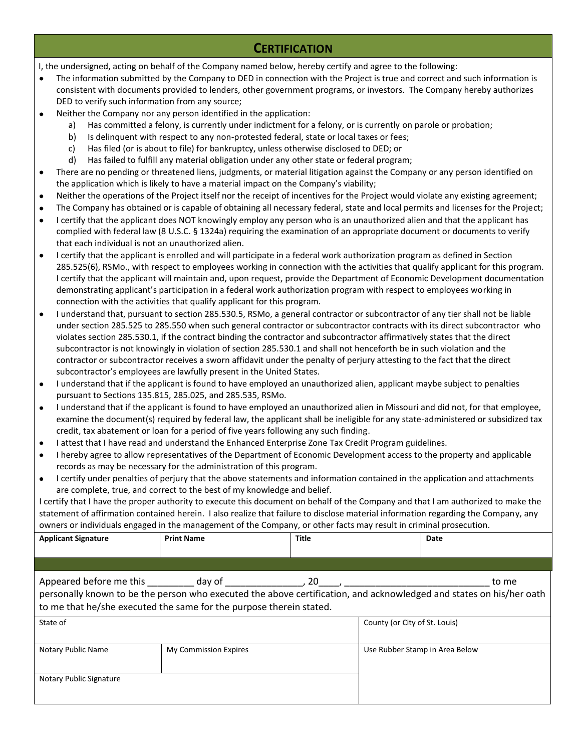## Certification

I, the undersigned, acting on behalf of the Company named below, hereby certify and agree to the following:

- The information submitted by the Company to DED in connection with the Project is true and correct and such information is consistent with documents provided to lenders, other government programs, or investors. The Company hereby authorizes DED to verify such information from any source;
- Neither the Company nor any person identified in the application:
  - a) Has committed a felony, is currently under indictment for a felony, or is currently on parole or probation;
  - b) Is delinquent with respect to any non-protested federal, state or local taxes or fees;
  - c) Has filed (or is about to file) for bankruptcy, unless otherwise disclosed to DED; or
  - d) Has failed to fulfill any material obligation under any other state or federal program;
- There are no pending or threatened liens, judgments, or material litigation against the Company or any person identified on the application which is likely to have a material impact on the Company's viability;
- Neither the operations of the Project itself nor the receipt of incentives for the Project would violate any existing agreement;
- The Company has obtained or is capable of obtaining all necessary federal, state and local permits and licenses for the Project;
- I certify that the applicant does NOT knowingly employ any person who is an unauthorized alien and that the applicant has complied with federal law (8 U.S.C. § 1324a) requiring the examination of an appropriate document or documents to verify that each individual is not an unauthorized alien.
- I certify that the applicant is enrolled and will participate in a federal work authorization program as defined in Section 285.525(6), RSMo., with respect to employees working in connection with the activities that qualify applicant for this program. I certify that the applicant will maintain and, upon request, provide the Department of Economic Development documentation demonstrating applicant's participation in a federal work authorization program with respect to employees working in connection with the activities that qualify applicant for this program.
- I understand that, pursuant to section 285.530.5, RSMo, a general contractor or subcontractor of any tier shall not be liable under section 285.525 to 285.550 when such general contractor or subcontractor contracts with its direct subcontractor who violates section 285.530.1, if the contract binding the contractor and subcontractor affirmatively states that the direct subcontractor is not knowingly in violation of section 285.530.1 and shall not henceforth be in such violation and the contractor or subcontractor receives a sworn affidavit under the penalty of perjury attesting to the fact that the direct subcontractor's employees are lawfully present in the United States.
- I understand that if the applicant is found to have employed an unauthorized alien, applicant maybe subject to penalties pursuant to Sections 135.815, 285.025, and 285.535, RSMo.
- I understand that if the applicant is found to have employed an unauthorized alien in Missouri and did not, for that employee, examine the document(s) required by federal law, the applicant shall be ineligible for any state-administered or subsidized tax credit, tax abatement or loan for a period of five years following any such finding.
- I attest that I have read and understand the Enhanced Enterprise Zone Tax Credit Program guidelines.
- I hereby agree to allow representatives of the Department of Economic Development access to the property and applicable records as may be necessary for the administration of this program.
- I certify under penalties of perjury that the above statements and information contained in the application and attachments are complete, true, and correct to the best of my knowledge and belief.

I certify that I have the proper authority to execute this document on behalf of the Company and that I am authorized to make the statement of affirmation contained herein. I also realize that failure to disclose material information regarding the Company, any owners or individuals engaged in the management of the Company, or other facts may result in criminal prosecution.

| Applicant Signature | Print Name | Title | Date |
|---|---|---|---|
| | | | |

Appeared before me this _________ day of _______________, 20____, ____________________________ to me personally known to be the person who executed the above certification, and acknowledged and states on his/her oath to me that he/she executed the same for the purpose therein stated.

| State of | | County (or City of St. Louis) |
|---|---|---|
| **Notary Public Name** | **My Commission Expires** | **Use Rubber Stamp in Area Below** |
| **Notary Public Signature** | | |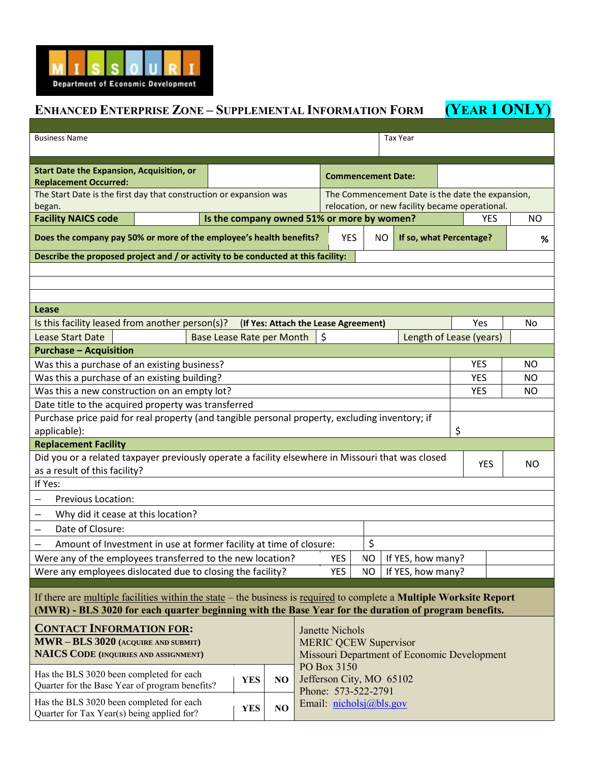MISSOURI Department of Economic Development

## ENHANCED ENTERPRISE ZONE – SUPPLEMENTAL INFORMATION FORM (YEAR 1 ONLY)

| Business Name | Tax Year |
|---|---|
| | |

| **Start Date the Expansion, Acquisition, or Replacement Occurred:** | | **Commencement Date:** | |
|---|---|---|---|
| The Start Date is the first day that construction or expansion was began. | | The Commencement Date is the date the expansion, relocation, or new facility became operational. | |

| **Facility NAICS code** | | **Is the company owned 51% or more by women?** | YES | NO |
|---|---|---|---|---|

| **Does the company pay 50% or more of the employee's health benefits?** | YES | NO | **If so, what Percentage?** | % |
|---|---|---|---|---|

**Describe the proposed project and / or activity to be conducted at this facility:**

| **Lease** | | | | | |
|---|---|---|---|---|---|
| Is this facility leased from another person(s)? **(If Yes: Attach the Lease Agreement)** | | | | Yes | No |
| Lease Start Date | | Base Lease Rate per Month | $ | Length of Lease (years) | |

| **Purchase – Acquisition** | | |
|---|---|---|
| Was this a purchase of an existing business? | YES | NO |
| Was this a purchase of an existing building? | YES | NO |
| Was this a new construction on an empty lot? | YES | NO |
| Date title to the acquired property was transferred | | |
| Purchase price paid for real property (and tangible personal property, excluding inventory; if applicable): | $ | |

| **Replacement Facility** | | |
|---|---|---|
| Did you or a related taxpayer previously operate a facility elsewhere in Missouri that was closed as a result of this facility? | YES | NO |
| If Yes: | | |
| – Previous Location: | | |
| – Why did it cease at this location? | | |
| – Date of Closure: | | |
| – Amount of Investment in use at former facility at time of closure: | $ | |

| | | | | |
|---|---|---|---|---|
| Were any of the employees transferred to the new location? | YES | NO | If YES, how many? | |
| Were any employees dislocated due to closing the facility? | YES | NO | If YES, how many? | |

If there are multiple facilities within the state – the business is required to complete a **Multiple Worksite Report (MWR) - BLS 3020 for each quarter beginning with the Base Year for the duration of program benefits.**

**CONTACT INFORMATION FOR:**
**MWR – BLS 3020 (ACQUIRE AND SUBMIT)**
**NAICS CODE (INQUIRIES AND ASSIGNMENT)**

| | | |
|---|---|---|
| Has the BLS 3020 been completed for each Quarter for the Base Year of program benefits? | **YES** | **NO** |
| Has the BLS 3020 been completed for each Quarter for Tax Year(s) being applied for? | **YES** | **NO** |

Janette Nichols
MERIC QCEW Supervisor
Missouri Department of Economic Development
PO Box 3150
Jefferson City, MO 65102
Phone: 573-522-2791
Email: nicholsj@bls.gov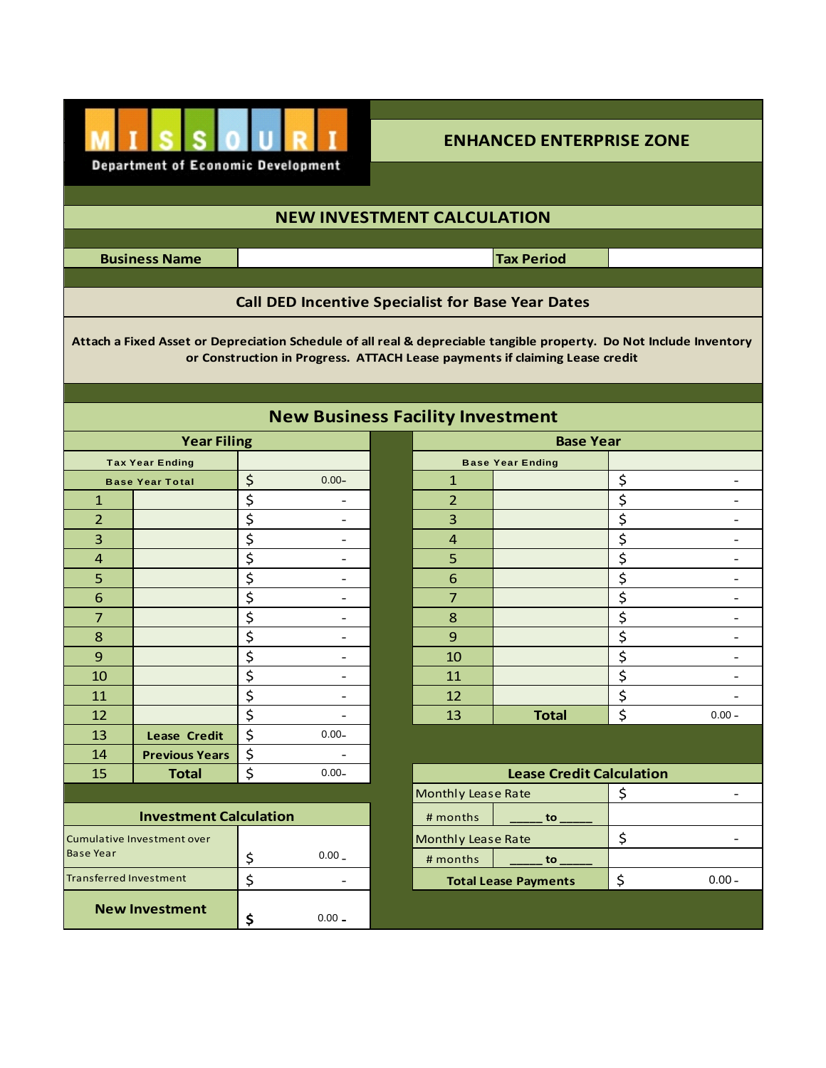MISSOURI
Department of Economic Development

# ENHANCED ENTERPRISE ZONE

## NEW INVESTMENT CALCULATION

| Business Name | | Tax Period | |
|---|---|---|---|

**Call DED Incentive Specialist for Base Year Dates**

**Attach a Fixed Asset or Depreciation Schedule of all real & depreciable tangible property. Do Not Include Inventory or Construction in Progress. ATTACH Lease payments if claiming Lease credit**

## New Business Facility Investment

| Year Filing | | | Base Year | | |
|---|---|---|---|---|---|
| Tax Year Ending | | | Base Year Ending | | |
| Base Year Total | | $ 0.00- | 1 | | $ - |
| 1 | | $ - | 2 | | $ - |
| 2 | | $ - | 3 | | $ - |
| 3 | | $ - | 4 | | $ - |
| 4 | | $ - | 5 | | $ - |
| 5 | | $ - | 6 | | $ - |
| 6 | | $ - | 7 | | $ - |
| 7 | | $ - | 8 | | $ - |
| 8 | | $ - | 9 | | $ - |
| 9 | | $ - | 10 | | $ - |
| 10 | | $ - | 11 | | $ - |
| 11 | | $ - | 12 | | $ - |
| 12 | | $ - | 13 | Total | $ 0.00 - |
| 13 | Lease Credit | $ 0.00- | | | |
| 14 | Previous Years | $ - | | | |
| 15 | Total | $ 0.00- | | | |

| Investment Calculation | |
|---|---|
| Cumulative Investment over Base Year | $ 0.00 - |
| Transferred Investment | $ - |
| **New Investment** | **$** 0.00 - |

| Lease Credit Calculation | |
|---|---|
| Monthly Lease Rate | $ - |
| # months _____ to _____ | |
| Monthly Lease Rate | $ - |
| # months _____ to _____ | |
| **Total Lease Payments** | $ 0.00 - |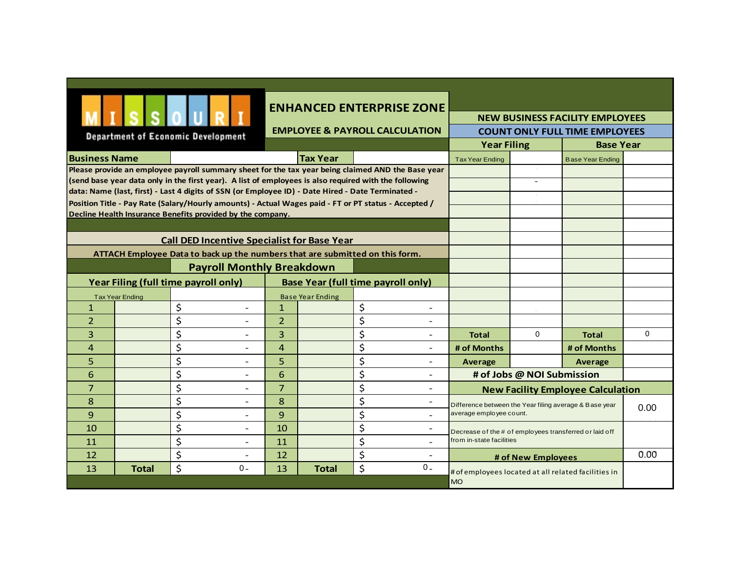MISSOURI Department of Economic Development

# ENHANCED ENTERPRISE ZONE

## EMPLOYEE & PAYROLL CALCULATION

| Business Name | | Tax Year | |
|---|---|---|---|

**Please provide an employee payroll summary sheet for the tax year being claimed AND the Base year (send base year data only in the first year). A list of employees is also required with the following data: Name (last, first) - Last 4 digits of SSN (or Employee ID) - Date Hired - Date Terminated - Position Title - Pay Rate (Salary/Hourly amounts) - Actual Wages paid - FT or PT status - Accepted / Decline Health Insurance Benefits provided by the company.**

**Call DED Incentive Specialist for Base Year**

**ATTACH Employee Data to back up the numbers that are submitted on this form.**

### Payroll Monthly Breakdown

| Year Filing (full time payroll only) | | | Base Year (full time payroll only) | | |
|---|---|---|---|---|---|
| Tax Year Ending | | | Base Year Ending | | |
| 1 | | $ - | 1 | | $ - |
| 2 | | $ - | 2 | | $ - |
| 3 | | $ - | 3 | | $ - |
| 4 | | $ - | 4 | | $ - |
| 5 | | $ - | 5 | | $ - |
| 6 | | $ - | 6 | | $ - |
| 7 | | $ - | 7 | | $ - |
| 8 | | $ - | 8 | | $ - |
| 9 | | $ - | 9 | | $ - |
| 10 | | $ - | 10 | | $ - |
| 11 | | $ - | 11 | | $ - |
| 12 | | $ - | 12 | | $ - |
| 13 | **Total** | $ 0 - | 13 | **Total** | $ 0 - |

### NEW BUSINESS FACILITY EMPLOYEES

### COUNT ONLY FULL TIME EMPLOYEES

| Year Filing | | Base Year | |
|---|---|---|---|
| Tax Year Ending | | Base Year Ending | |
| | - | | |
| | - | | |
| | - | | |
| | | | |
| | | | |
| | | | |
| | | | |
| | | | |
| | | | |
| | | | |
| | | | |
| | | | |
| **Total** | 0 | **Total** | 0 |
| **# of Months** | | **# of Months** | |
| **Average** | | **Average** | |
| **# of Jobs @ NOI Submission** | | | |

### New Facility Employee Calculation

| | |
|---|---|
| Difference between the Year filing average & Base year average employee count. | 0.00 |
| Decrease of the # of employees transferred or laid off from in-state facilities | |
| **# of New Employees** | 0.00 |
| # of employees located at all related facilities in MO | |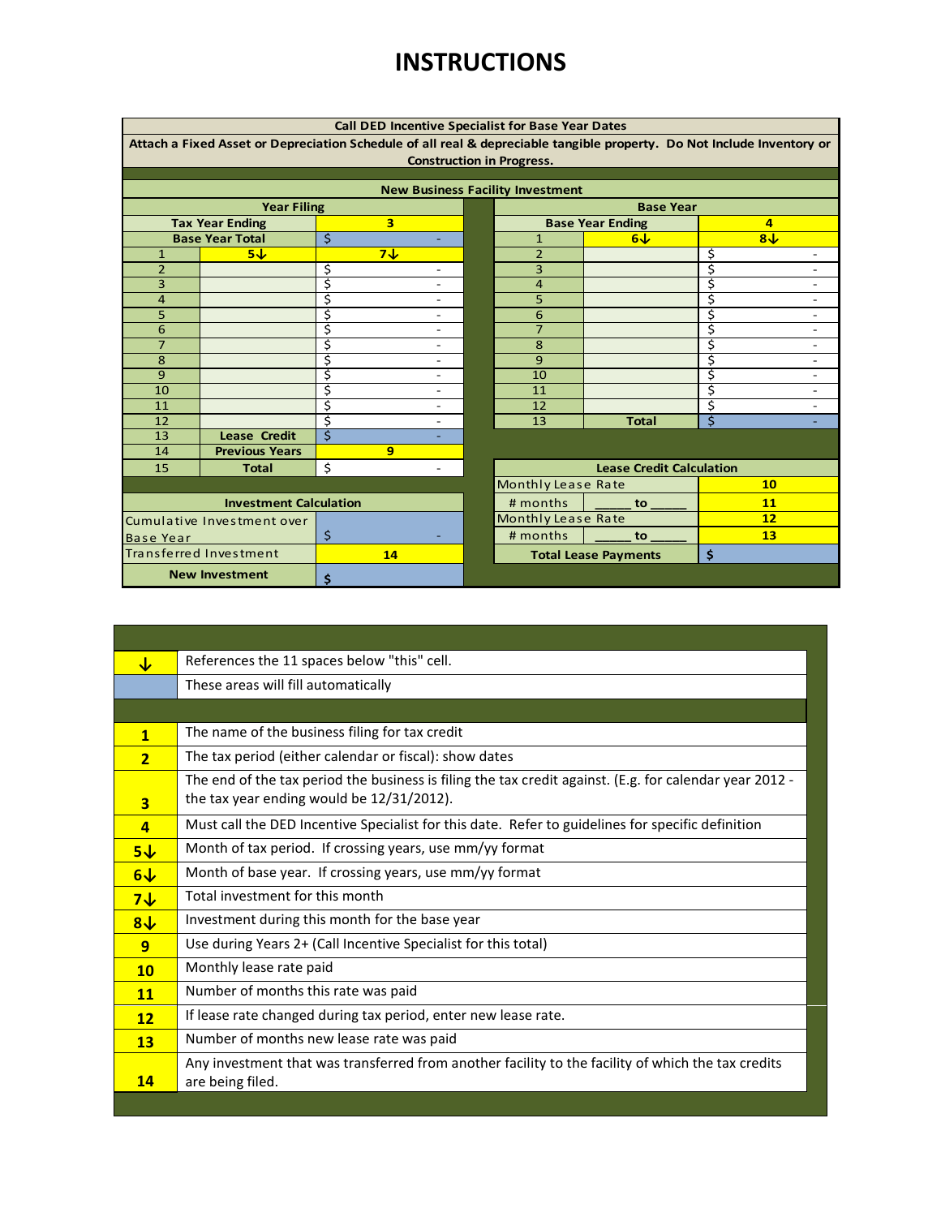# INSTRUCTIONS

| Call DED Incentive Specialist for Base Year Dates | | | | | |
|---|---|---|---|---|---|
| Attach a Fixed Asset or Depreciation Schedule of all real & depreciable tangible property. Do Not Include Inventory or Construction in Progress. | | | | | |
| **New Business Facility Investment** | | | | | |
| **Year Filing** | | | **Base Year** | | |
| **Tax Year Ending** | | 3 | **Base Year Ending** | | 4 |
| **Base Year Total** | | $ - | 1 | 6↓ | 8↓ |
| 1 | 5↓ | 7↓ | 2 | | $ - |
| 2 | | $ - | 3 | | $ - |
| 3 | | $ - | 4 | | $ - |
| 4 | | $ - | 5 | | $ - |
| 5 | | $ - | 6 | | $ - |
| 6 | | $ - | 7 | | $ - |
| 7 | | $ - | 8 | | $ - |
| 8 | | $ - | 9 | | $ - |
| 9 | | $ - | 10 | | $ - |
| 10 | | $ - | 11 | | $ - |
| 11 | | $ - | 12 | | $ - |
| 12 | | $ - | 13 | **Total** | $ - |
| 13 | **Lease Credit** | $ - | | | |
| 14 | **Previous Years** | 9 | | | |
| 15 | **Total** | $ - | **Lease Credit Calculation** | | |
| | | | Monthly Lease Rate | | 10 |
| **Investment Calculation** | | | # months | _____ to _____ | 11 |
| Cumulative Investment over Base Year | | $ - | Monthly Lease Rate | | 12 |
| | | | # months | _____ to _____ | 13 |
| Transferred Investment | | 14 | **Total Lease Payments** | | $ |
| **New Investment** | | $ | | | |

| Key | Description |
|---|---|
| ↓ | References the 11 spaces below "this" cell. |
| (blue) | These areas will fill automatically |
| **1** | The name of the business filing for tax credit |
| **2** | The tax period (either calendar or fiscal): show dates |
| **3** | The end of the tax period the business is filing the tax credit against. (E.g. for calendar year 2012 - the tax year ending would be 12/31/2012). |
| **4** | Must call the DED Incentive Specialist for this date. Refer to guidelines for specific definition |
| **5↓** | Month of tax period. If crossing years, use mm/yy format |
| **6↓** | Month of base year. If crossing years, use mm/yy format |
| **7↓** | Total investment for this month |
| **8↓** | Investment during this month for the base year |
| **9** | Use during Years 2+ (Call Incentive Specialist for this total) |
| **10** | Monthly lease rate paid |
| **11** | Number of months this rate was paid |
| **12** | If lease rate changed during tax period, enter new lease rate. |
| **13** | Number of months new lease rate was paid |
| **14** | Any investment that was transferred from another facility to the facility of which the tax credits are being filed. |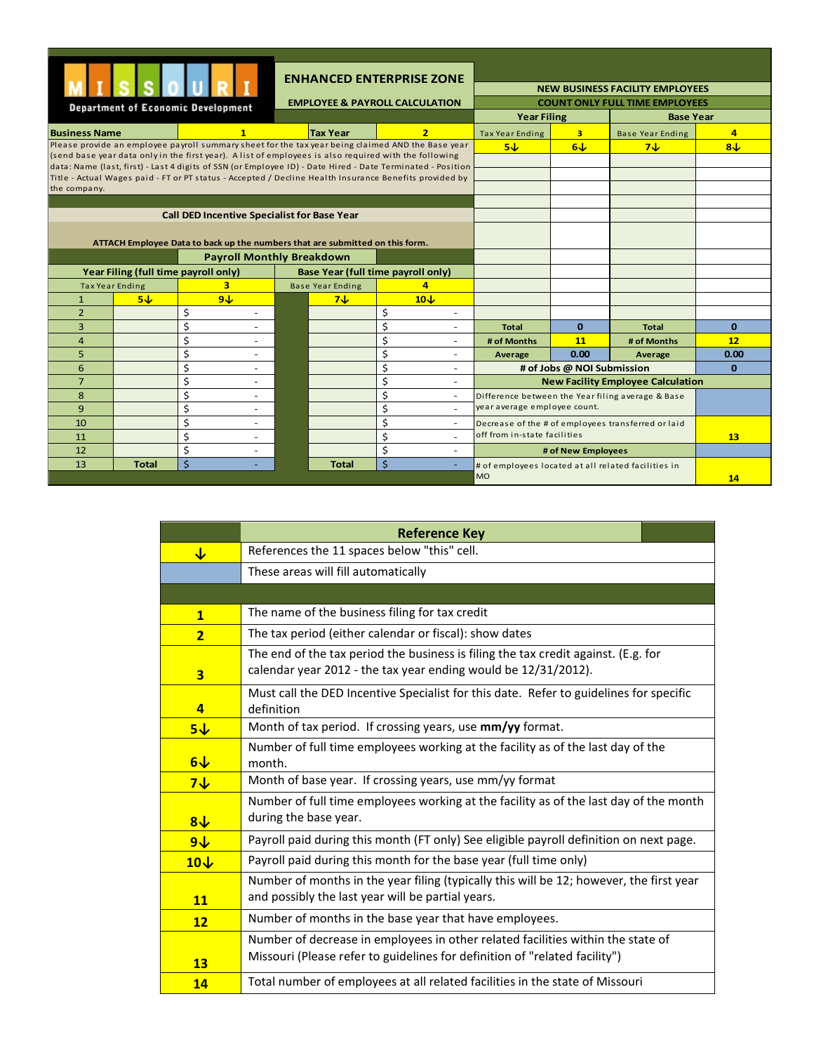**MISSOURI**
**Department of Economic Development**

## ENHANCED ENTERPRISE ZONE

### EMPLOYEE & PAYROLL CALCULATION

| Business Name | 1 | Tax Year | 2 |
|---|---|---|---|

Please provide an employee payroll summary sheet for the tax year being claimed AND the Base year (send base year data only in the first year). A list of employees is also required with the following data: Name (last, first) - Last 4 digits of SSN (or Employee ID) - Date Hired - Date Terminated - Position Title - Actual Wages paid - FT or PT status - Accepted / Decline Health Insurance Benefits provided by the company.

**Call DED Incentive Specialist for Base Year**

**ATTACH Employee Data to back up the numbers that are submitted on this form.**

**Payroll Monthly Breakdown**

| | Year Filing (full time payroll only) | | | Base Year (full time payroll only) | |
|---|---|---|---|---|---|
| | Tax Year Ending | 3 | | Base Year Ending | 4 |
| 1 | 5↓ | 9↓ | | 7↓ | 10↓ |
| 2 | | $ - | | | $ - |
| 3 | | $ - | | | $ - |
| 4 | | $ - | | | $ - |
| 5 | | $ - | | | $ - |
| 6 | | $ - | | | $ - |
| 7 | | $ - | | | $ - |
| 8 | | $ - | | | $ - |
| 9 | | $ - | | | $ - |
| 10 | | $ - | | | $ - |
| 11 | | $ - | | | $ - |
| 12 | | $ - | | | $ - |
| 13 | Total | $ - | | Total | $ - |

**NEW BUSINESS FACILITY EMPLOYEES**
**COUNT ONLY FULL TIME EMPLOYEES**

| Year Filing | | Base Year | |
|---|---|---|---|
| Tax Year Ending | 3 | Base Year Ending | 4 |
| 5↓ | 6↓ | 7↓ | 8↓ |
| | | | |
| | | | |
| | | | |
| | | | |
| | | | |
| | | | |
| | | | |
| | | | |
| | | | |
| | | | |
| | | | |
| Total | 0 | Total | 0 |
| # of Months | 11 | # of Months | 12 |
| Average | 0.00 | Average | 0.00 |
| # of Jobs @ NOI Submission | | | 0 |

**New Facility Employee Calculation**

| | |
|---|---|
| Difference between the Year filing average & Base year average employee count. | |
| Decrease of the # of employees transferred or laid off from in-state facilities | 13 |
| # of New Employees | |
| # of employees located at all related facilities in MO | 14 |

| | Reference Key |
|---|---|
| ↓ | References the 11 spaces below "this" cell. |
| | These areas will fill automatically |
| | |
| 1 | The name of the business filing for tax credit |
| 2 | The tax period (either calendar or fiscal): show dates |
| 3 | The end of the tax period the business is filing the tax credit against. (E.g. for calendar year 2012 - the tax year ending would be 12/31/2012). |
| 4 | Must call the DED Incentive Specialist for this date. Refer to guidelines for specific definition |
| 5↓ | Month of tax period. If crossing years, use **mm/yy** format. |
| 6↓ | Number of full time employees working at the facility as of the last day of the month. |
| 7↓ | Month of base year. If crossing years, use mm/yy format |
| 8↓ | Number of full time employees working at the facility as of the last day of the month during the base year. |
| 9↓ | Payroll paid during this month (FT only) See eligible payroll definition on next page. |
| 10↓ | Payroll paid during this month for the base year (full time only) |
| 11 | Number of months in the year filing (typically this will be 12; however, the first year and possibly the last year will be partial years. |
| 12 | Number of months in the base year that have employees. |
| 13 | Number of decrease in employees in other related facilities within the state of Missouri (Please refer to guidelines for definition of "related facility") |
| 14 | Total number of employees at all related facilities in the state of Missouri |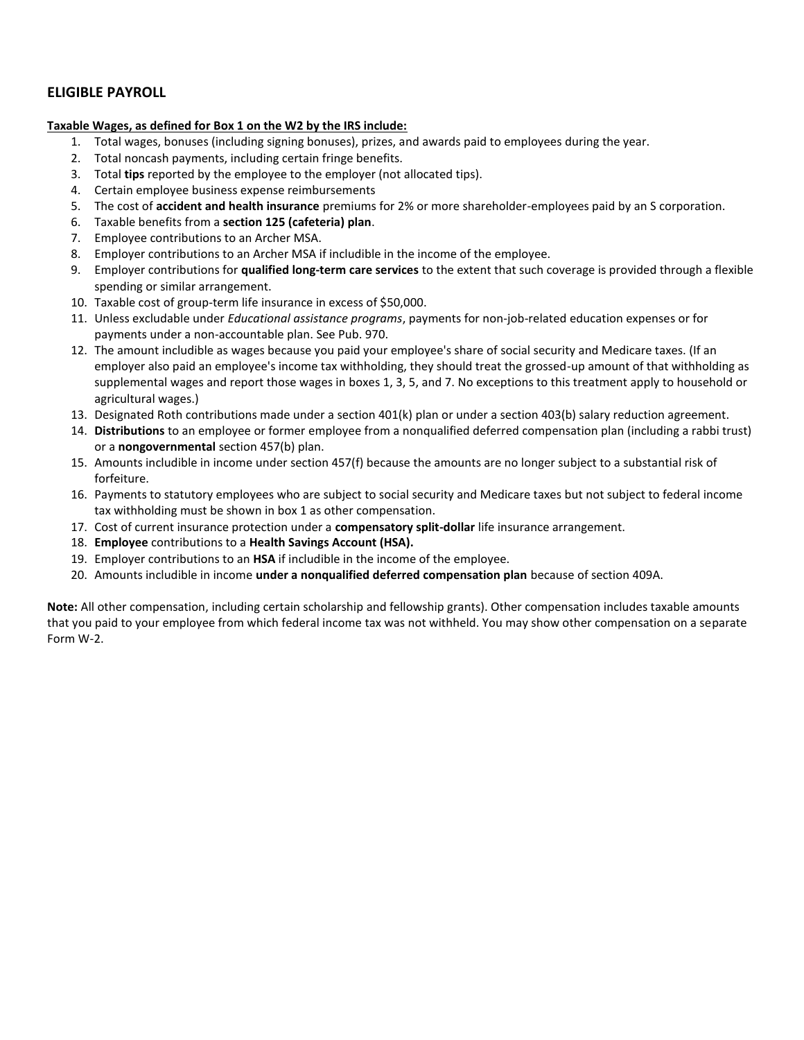## ELIGIBLE PAYROLL

**Taxable Wages, as defined for Box 1 on the W2 by the IRS include:**

1. Total wages, bonuses (including signing bonuses), prizes, and awards paid to employees during the year.
2. Total noncash payments, including certain fringe benefits.
3. Total **tips** reported by the employee to the employer (not allocated tips).
4. Certain employee business expense reimbursements
5. The cost of **accident and health insurance** premiums for 2% or more shareholder-employees paid by an S corporation.
6. Taxable benefits from a **section 125 (cafeteria) plan**.
7. Employee contributions to an Archer MSA.
8. Employer contributions to an Archer MSA if includible in the income of the employee.
9. Employer contributions for **qualified long-term care services** to the extent that such coverage is provided through a flexible spending or similar arrangement.
10. Taxable cost of group-term life insurance in excess of $50,000.
11. Unless excludable under *Educational assistance programs*, payments for non-job-related education expenses or for payments under a non-accountable plan. See Pub. 970.
12. The amount includible as wages because you paid your employee's share of social security and Medicare taxes. (If an employer also paid an employee's income tax withholding, they should treat the grossed-up amount of that withholding as supplemental wages and report those wages in boxes 1, 3, 5, and 7. No exceptions to this treatment apply to household or agricultural wages.)
13. Designated Roth contributions made under a section 401(k) plan or under a section 403(b) salary reduction agreement.
14. **Distributions** to an employee or former employee from a nonqualified deferred compensation plan (including a rabbi trust) or a **nongovernmental** section 457(b) plan.
15. Amounts includible in income under section 457(f) because the amounts are no longer subject to a substantial risk of forfeiture.
16. Payments to statutory employees who are subject to social security and Medicare taxes but not subject to federal income tax withholding must be shown in box 1 as other compensation.
17. Cost of current insurance protection under a **compensatory split-dollar** life insurance arrangement.
18. **Employee** contributions to a **Health Savings Account (HSA).**
19. Employer contributions to an **HSA** if includible in the income of the employee.
20. Amounts includible in income **under a nonqualified deferred compensation plan** because of section 409A.

**Note:** All other compensation, including certain scholarship and fellowship grants). Other compensation includes taxable amounts that you paid to your employee from which federal income tax was not withheld. You may show other compensation on a separate Form W-2.